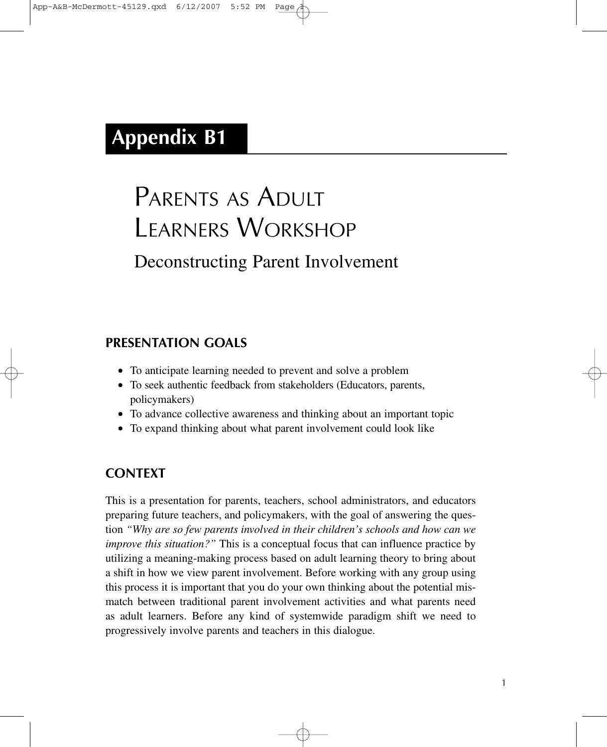# Appendix B1

## Parents as Adult Learners Workshop

### Deconstructing Parent Involvement

## PRESENTATION GOALS

- To anticipate learning needed to prevent and solve a problem
- To seek authentic feedback from stakeholders (Educators, parents, policymakers)
- To advance collective awareness and thinking about an important topic
- To expand thinking about what parent involvement could look like

## CONTEXT

This is a presentation for parents, teachers, school administrators, and educators preparing future teachers, and policymakers, with the goal of answering the question *"Why are so few parents involved in their children's schools and how can we improve this situation?"* This is a conceptual focus that can influence practice by utilizing a meaning-making process based on adult learning theory to bring about a shift in how we view parent involvement. Before working with any group using this process it is important that you do your own thinking about the potential mismatch between traditional parent involvement activities and what parents need as adult learners. Before any kind of systemwide paradigm shift we need to progressively involve parents and teachers in this dialogue.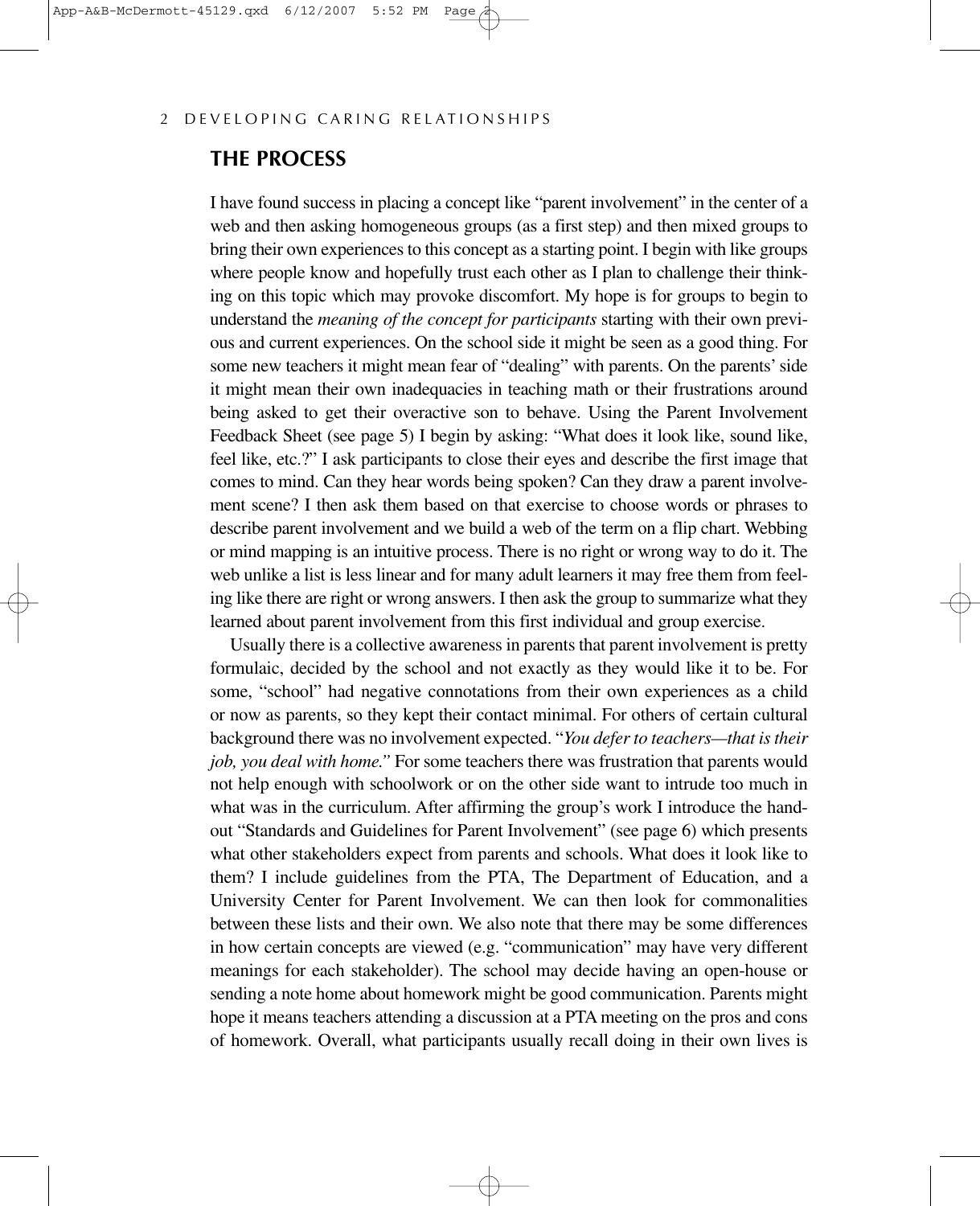## THE PROCESS

I have found success in placing a concept like "parent involvement" in the center of a web and then asking homogeneous groups (as a first step) and then mixed groups to bring their own experiences to this concept as a starting point. I begin with like groups where people know and hopefully trust each other as I plan to challenge their thinking on this topic which may provoke discomfort. My hope is for groups to begin to understand the *meaning of the concept for participants* starting with their own previous and current experiences. On the school side it might be seen as a good thing. For some new teachers it might mean fear of "dealing" with parents. On the parents' side it might mean their own inadequacies in teaching math or their frustrations around being asked to get their overactive son to behave. Using the Parent Involvement Feedback Sheet (see page 5) I begin by asking: "What does it look like, sound like, feel like, etc.?" I ask participants to close their eyes and describe the first image that comes to mind. Can they hear words being spoken? Can they draw a parent involvement scene? I then ask them based on that exercise to choose words or phrases to describe parent involvement and we build a web of the term on a flip chart. Webbing or mind mapping is an intuitive process. There is no right or wrong way to do it. The web unlike a list is less linear and for many adult learners it may free them from feeling like there are right or wrong answers. I then ask the group to summarize what they learned about parent involvement from this first individual and group exercise.

Usually there is a collective awareness in parents that parent involvement is pretty formulaic, decided by the school and not exactly as they would like it to be. For some, "school" had negative connotations from their own experiences as a child or now as parents, so they kept their contact minimal. For others of certain cultural background there was no involvement expected. "*You defer to teachers—that is their job, you deal with home.*" For some teachers there was frustration that parents would not help enough with schoolwork or on the other side want to intrude too much in what was in the curriculum. After affirming the group's work I introduce the handout "Standards and Guidelines for Parent Involvement" (see page 6) which presents what other stakeholders expect from parents and schools. What does it look like to them? I include guidelines from the PTA, The Department of Education, and a University Center for Parent Involvement. We can then look for commonalities between these lists and their own. We also note that there may be some differences in how certain concepts are viewed (e.g. "communication" may have very different meanings for each stakeholder). The school may decide having an open-house or sending a note home about homework might be good communication. Parents might hope it means teachers attending a discussion at a PTA meeting on the pros and cons of homework. Overall, what participants usually recall doing in their own lives is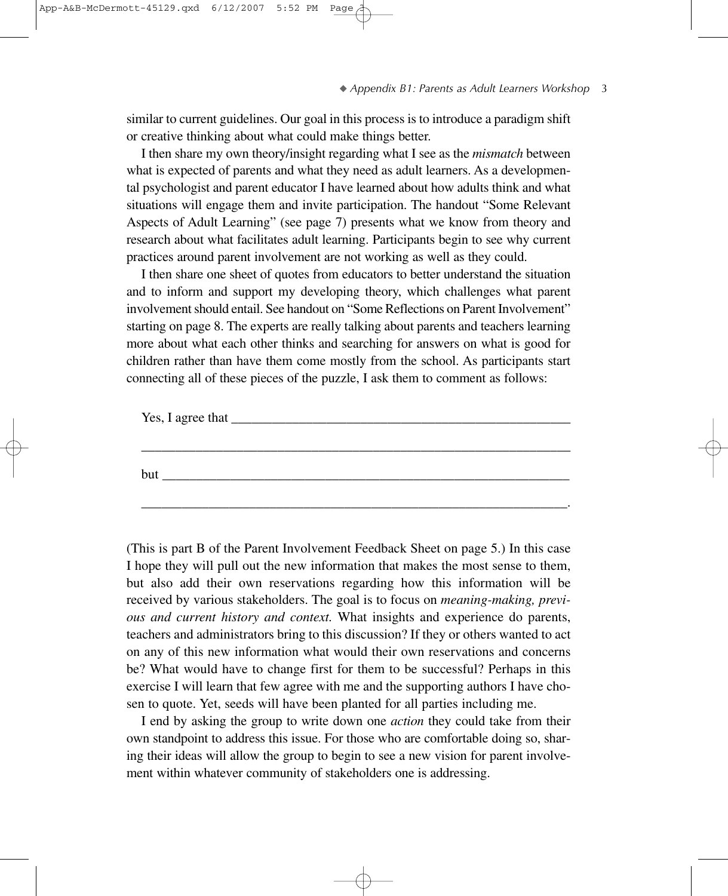similar to current guidelines. Our goal in this process is to introduce a paradigm shift or creative thinking about what could make things better.

I then share my own theory/insight regarding what I see as the *mismatch* between what is expected of parents and what they need as adult learners. As a developmental psychologist and parent educator I have learned about how adults think and what situations will engage them and invite participation. The handout "Some Relevant Aspects of Adult Learning" (see page 7) presents what we know from theory and research about what facilitates adult learning. Participants begin to see why current practices around parent involvement are not working as well as they could.

I then share one sheet of quotes from educators to better understand the situation and to inform and support my developing theory, which challenges what parent involvement should entail. See handout on "Some Reflections on Parent Involvement" starting on page 8. The experts are really talking about parents and teachers learning more about what each other thinks and searching for answers on what is good for children rather than have them come mostly from the school. As participants start connecting all of these pieces of the puzzle, I ask them to comment as follows:

Yes, I agree that ___________________________________________________

_____________________________________________________________________

but _________________________________________________________________

_____________________________________________________________________.

(This is part B of the Parent Involvement Feedback Sheet on page 5.) In this case I hope they will pull out the new information that makes the most sense to them, but also add their own reservations regarding how this information will be received by various stakeholders. The goal is to focus on *meaning-making, previous and current history and context.* What insights and experience do parents, teachers and administrators bring to this discussion? If they or others wanted to act on any of this new information what would their own reservations and concerns be? What would have to change first for them to be successful? Perhaps in this exercise I will learn that few agree with me and the supporting authors I have chosen to quote. Yet, seeds will have been planted for all parties including me.

I end by asking the group to write down one *action* they could take from their own standpoint to address this issue. For those who are comfortable doing so, sharing their ideas will allow the group to begin to see a new vision for parent involvement within whatever community of stakeholders one is addressing.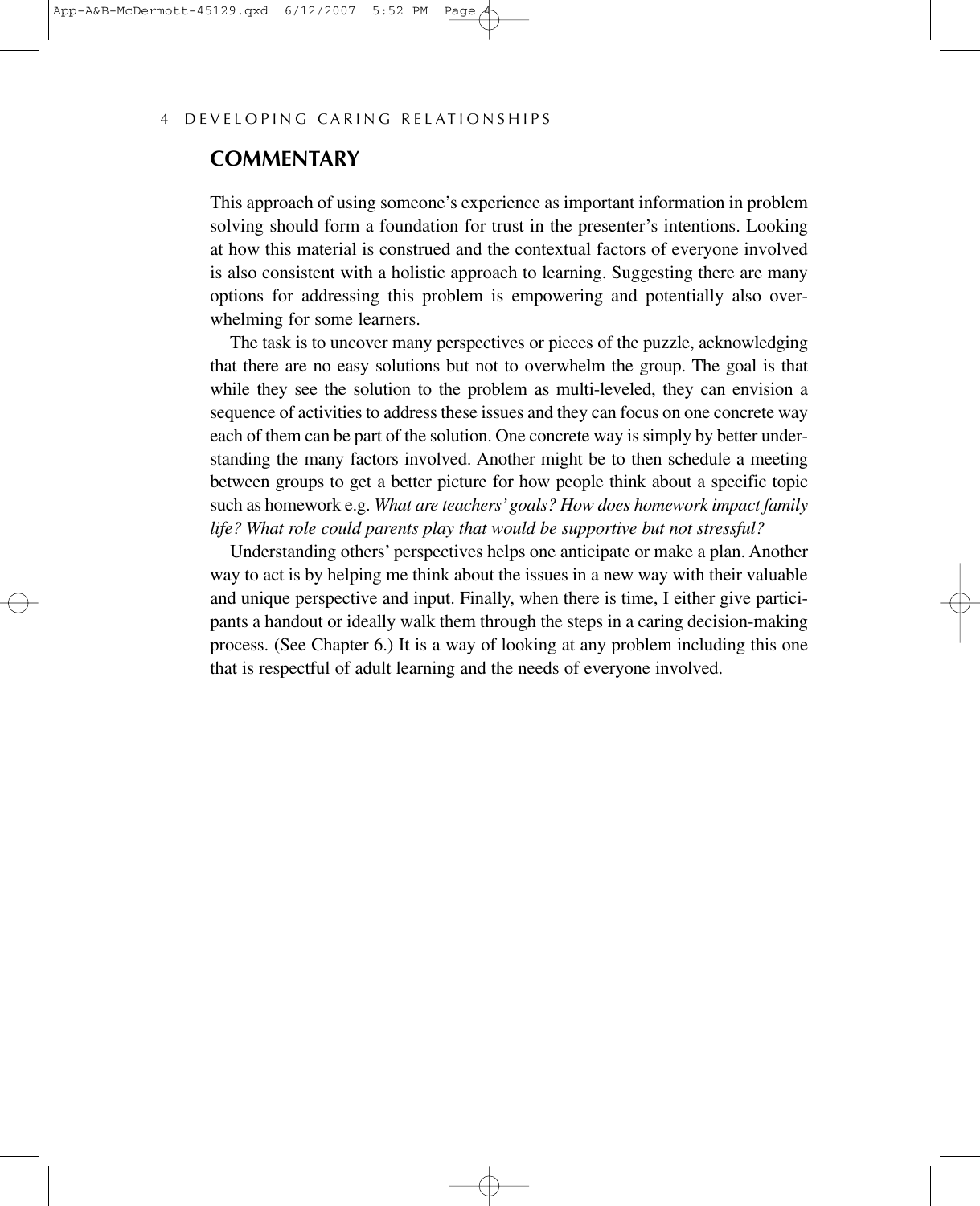## COMMENTARY

This approach of using someone's experience as important information in problem solving should form a foundation for trust in the presenter's intentions. Looking at how this material is construed and the contextual factors of everyone involved is also consistent with a holistic approach to learning. Suggesting there are many options for addressing this problem is empowering and potentially also overwhelming for some learners.

The task is to uncover many perspectives or pieces of the puzzle, acknowledging that there are no easy solutions but not to overwhelm the group. The goal is that while they see the solution to the problem as multi-leveled, they can envision a sequence of activities to address these issues and they can focus on one concrete way each of them can be part of the solution. One concrete way is simply by better understanding the many factors involved. Another might be to then schedule a meeting between groups to get a better picture for how people think about a specific topic such as homework e.g. *What are teachers' goals? How does homework impact family life? What role could parents play that would be supportive but not stressful?*

Understanding others' perspectives helps one anticipate or make a plan. Another way to act is by helping me think about the issues in a new way with their valuable and unique perspective and input. Finally, when there is time, I either give participants a handout or ideally walk them through the steps in a caring decision-making process. (See Chapter 6.) It is a way of looking at any problem including this one that is respectful of adult learning and the needs of everyone involved.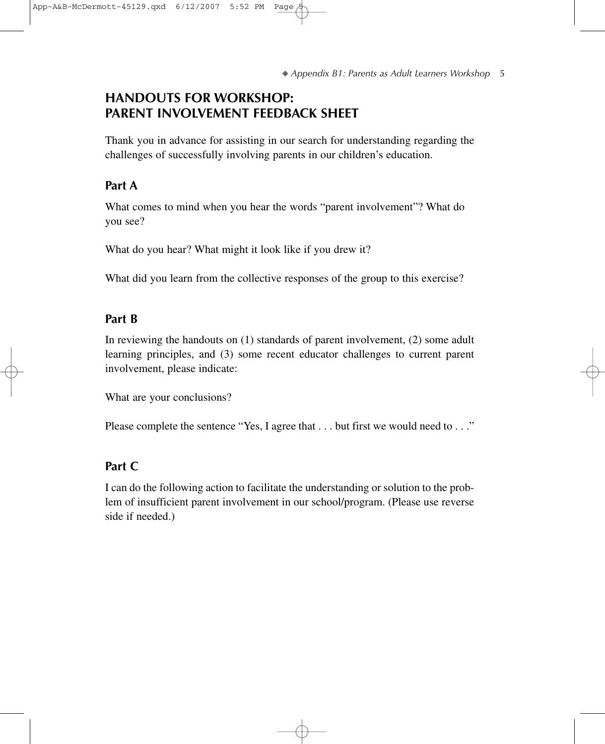## HANDOUTS FOR WORKSHOP: PARENT INVOLVEMENT FEEDBACK SHEET

Thank you in advance for assisting in our search for understanding regarding the challenges of successfully involving parents in our children's education.

### Part A

What comes to mind when you hear the words "parent involvement"? What do you see?

What do you hear? What might it look like if you drew it?

What did you learn from the collective responses of the group to this exercise?

### Part B

In reviewing the handouts on (1) standards of parent involvement, (2) some adult learning principles, and (3) some recent educator challenges to current parent involvement, please indicate:

What are your conclusions?

Please complete the sentence "Yes, I agree that . . . but first we would need to . . ."

### Part C

I can do the following action to facilitate the understanding or solution to the problem of insufficient parent involvement in our school/program. (Please use reverse side if needed.)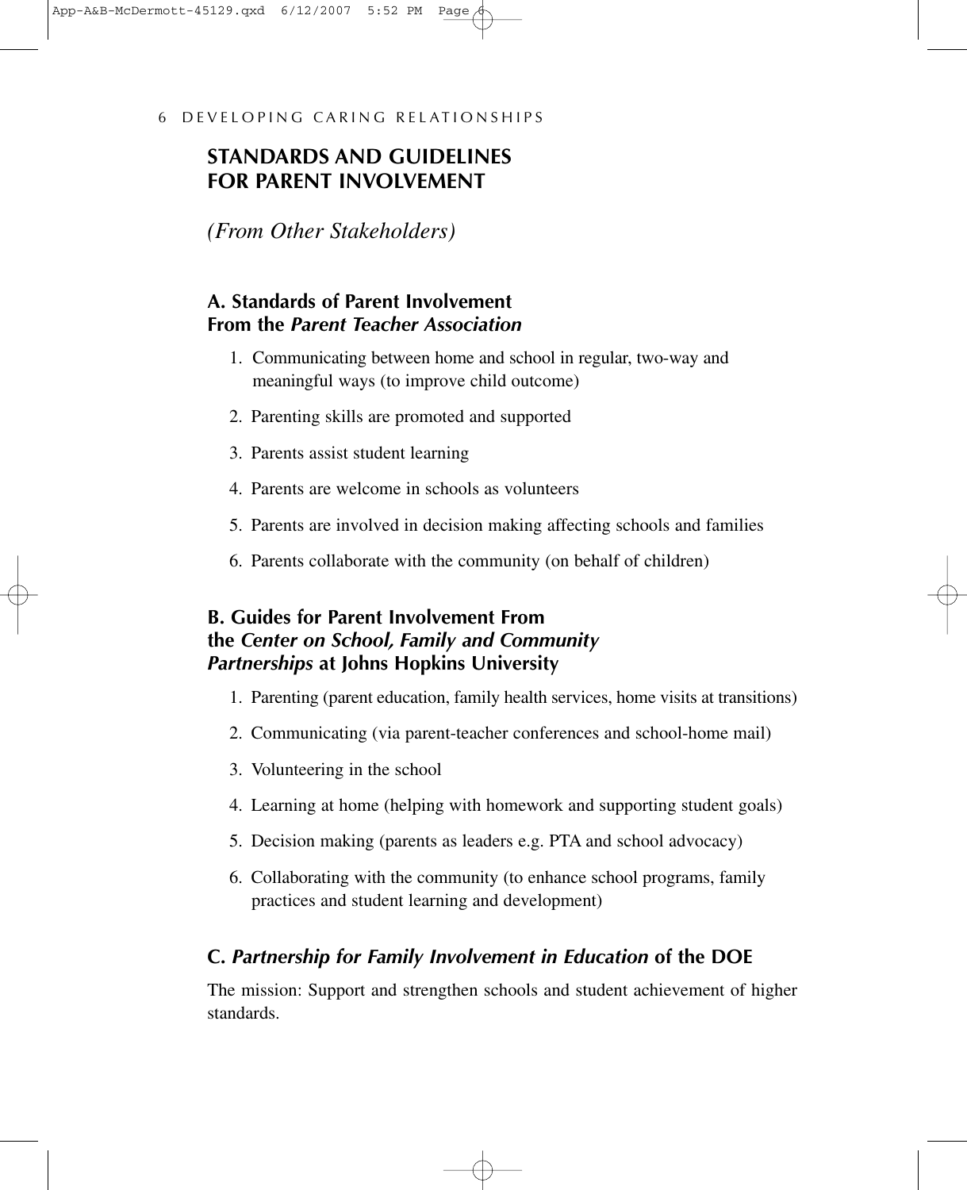## STANDARDS AND GUIDELINES FOR PARENT INVOLVEMENT

*(From Other Stakeholders)*

### A. Standards of Parent Involvement From the *Parent Teacher Association*

1. Communicating between home and school in regular, two-way and meaningful ways (to improve child outcome)
2. Parenting skills are promoted and supported
3. Parents assist student learning
4. Parents are welcome in schools as volunteers
5. Parents are involved in decision making affecting schools and families
6. Parents collaborate with the community (on behalf of children)

### B. Guides for Parent Involvement From the *Center on School, Family and Community Partnerships* at Johns Hopkins University

1. Parenting (parent education, family health services, home visits at transitions)
2. Communicating (via parent-teacher conferences and school-home mail)
3. Volunteering in the school
4. Learning at home (helping with homework and supporting student goals)
5. Decision making (parents as leaders e.g. PTA and school advocacy)
6. Collaborating with the community (to enhance school programs, family practices and student learning and development)

### C. *Partnership for Family Involvement in Education* of the DOE

The mission: Support and strengthen schools and student achievement of higher standards.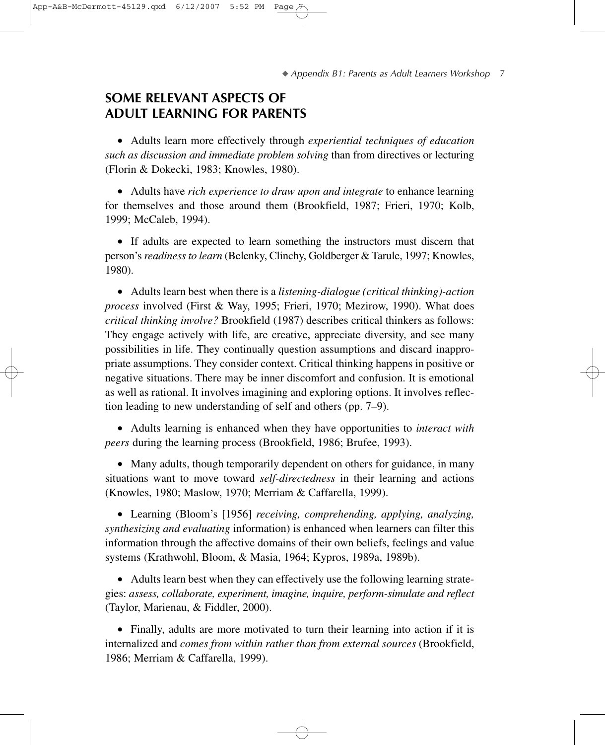## SOME RELEVANT ASPECTS OF ADULT LEARNING FOR PARENTS

- Adults learn more effectively through *experiential techniques of education such as discussion and immediate problem solving* than from directives or lecturing (Florin & Dokecki, 1983; Knowles, 1980).

- Adults have *rich experience to draw upon and integrate* to enhance learning for themselves and those around them (Brookfield, 1987; Frieri, 1970; Kolb, 1999; McCaleb, 1994).

- If adults are expected to learn something the instructors must discern that person's *readiness to learn* (Belenky, Clinchy, Goldberger & Tarule, 1997; Knowles, 1980).

- Adults learn best when there is a *listening-dialogue (critical thinking)-action process* involved (First & Way, 1995; Frieri, 1970; Mezirow, 1990). What does *critical thinking involve?* Brookfield (1987) describes critical thinkers as follows: They engage actively with life, are creative, appreciate diversity, and see many possibilities in life. They continually question assumptions and discard inappropriate assumptions. They consider context. Critical thinking happens in positive or negative situations. There may be inner discomfort and confusion. It is emotional as well as rational. It involves imagining and exploring options. It involves reflection leading to new understanding of self and others (pp. 7–9).

- Adults learning is enhanced when they have opportunities to *interact with peers* during the learning process (Brookfield, 1986; Brufee, 1993).

- Many adults, though temporarily dependent on others for guidance, in many situations want to move toward *self-directedness* in their learning and actions (Knowles, 1980; Maslow, 1970; Merriam & Caffarella, 1999).

- Learning (Bloom's [1956] *receiving, comprehending, applying, analyzing, synthesizing and evaluating* information) is enhanced when learners can filter this information through the affective domains of their own beliefs, feelings and value systems (Krathwohl, Bloom, & Masia, 1964; Kypros, 1989a, 1989b).

- Adults learn best when they can effectively use the following learning strategies: *assess, collaborate, experiment, imagine, inquire, perform-simulate and reflect* (Taylor, Marienau, & Fiddler, 2000).

- Finally, adults are more motivated to turn their learning into action if it is internalized and *comes from within rather than from external sources* (Brookfield, 1986; Merriam & Caffarella, 1999).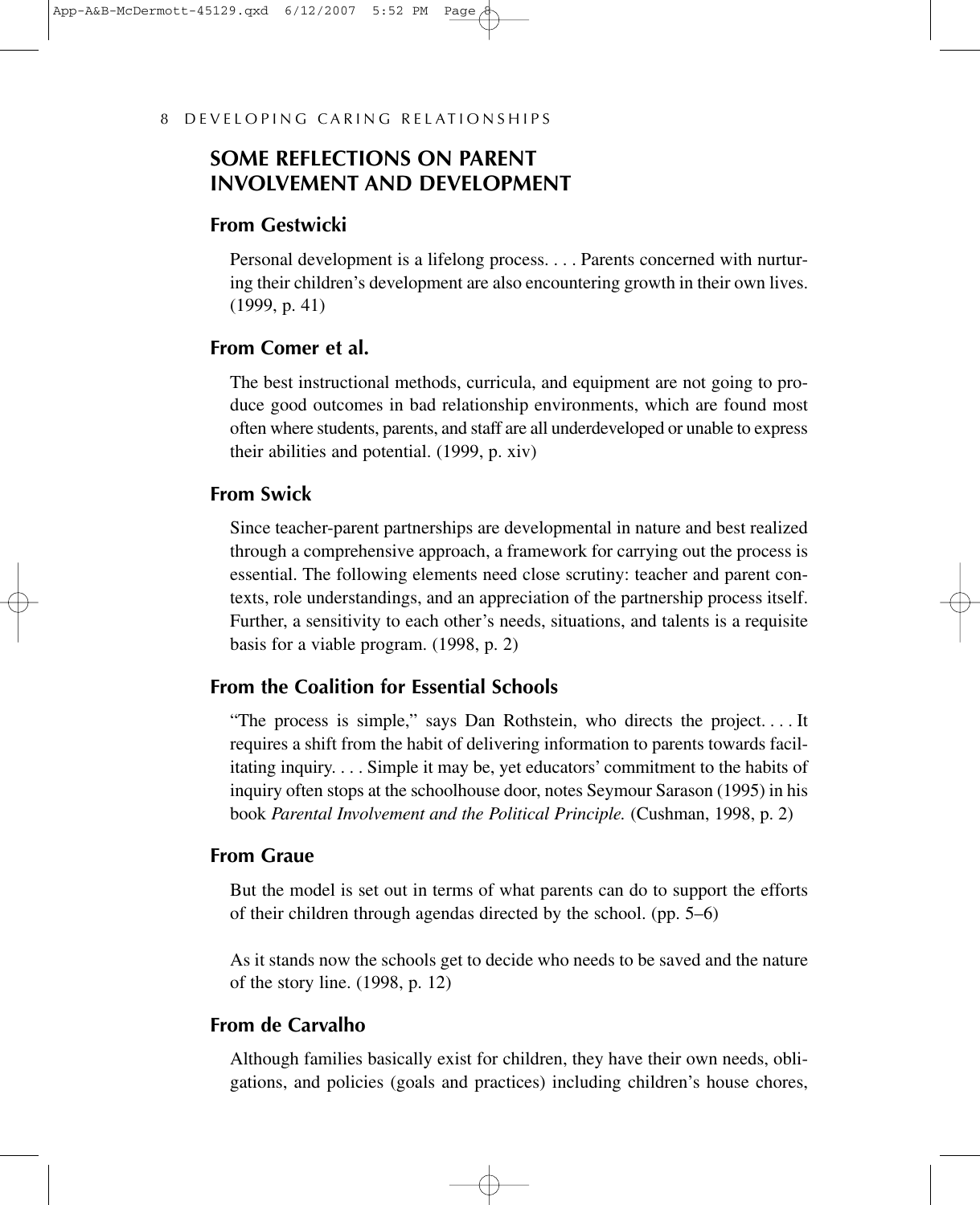## SOME REFLECTIONS ON PARENT INVOLVEMENT AND DEVELOPMENT

### From Gestwicki

Personal development is a lifelong process. . . . Parents concerned with nurturing their children's development are also encountering growth in their own lives. (1999, p. 41)

### From Comer et al.

The best instructional methods, curricula, and equipment are not going to produce good outcomes in bad relationship environments, which are found most often where students, parents, and staff are all underdeveloped or unable to express their abilities and potential. (1999, p. xiv)

### From Swick

Since teacher-parent partnerships are developmental in nature and best realized through a comprehensive approach, a framework for carrying out the process is essential. The following elements need close scrutiny: teacher and parent contexts, role understandings, and an appreciation of the partnership process itself. Further, a sensitivity to each other's needs, situations, and talents is a requisite basis for a viable program. (1998, p. 2)

### From the Coalition for Essential Schools

"The process is simple," says Dan Rothstein, who directs the project. . . . It requires a shift from the habit of delivering information to parents towards facilitating inquiry. . . . Simple it may be, yet educators' commitment to the habits of inquiry often stops at the schoolhouse door, notes Seymour Sarason (1995) in his book *Parental Involvement and the Political Principle.* (Cushman, 1998, p. 2)

### From Graue

But the model is set out in terms of what parents can do to support the efforts of their children through agendas directed by the school. (pp. 5–6)

As it stands now the schools get to decide who needs to be saved and the nature of the story line. (1998, p. 12)

### From de Carvalho

Although families basically exist for children, they have their own needs, obligations, and policies (goals and practices) including children's house chores,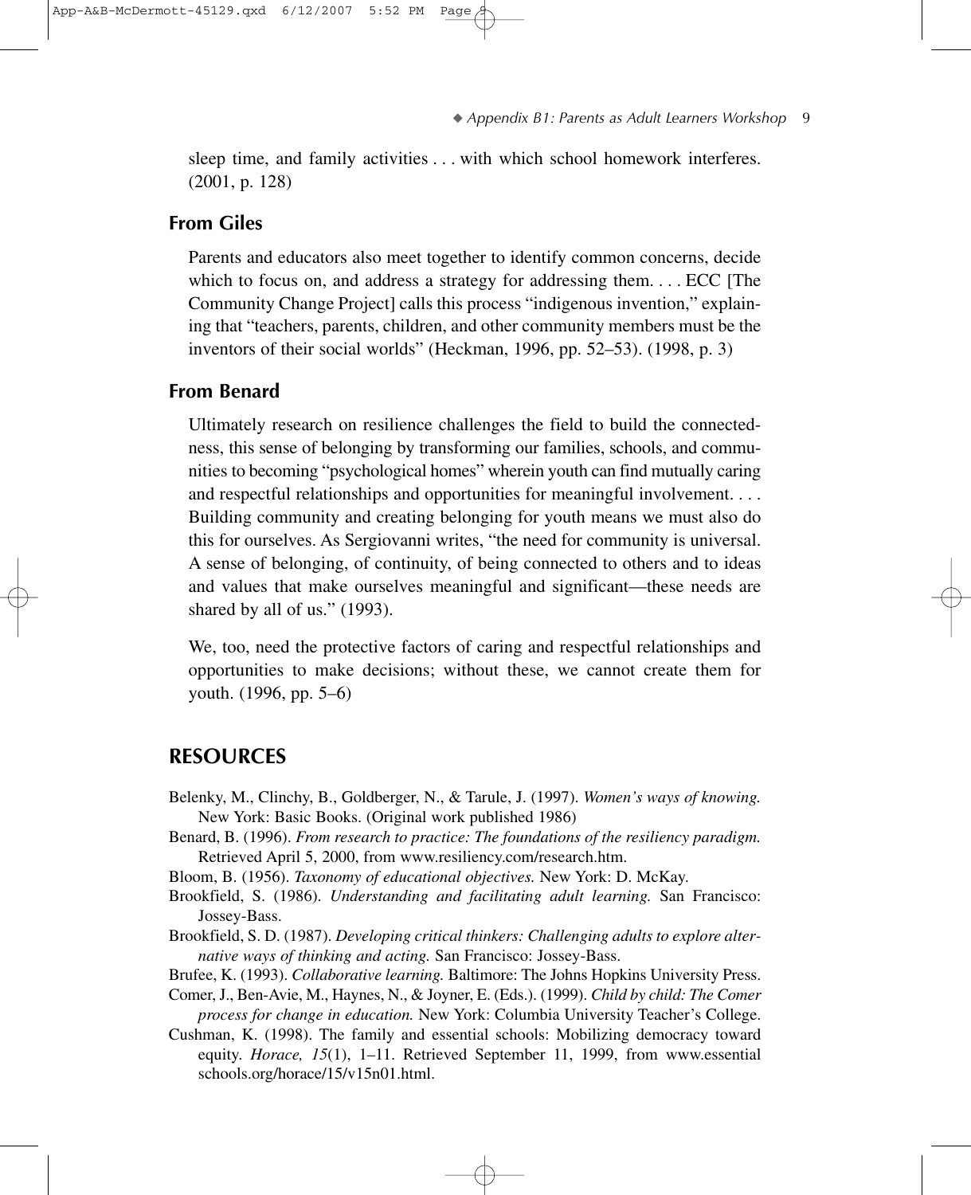sleep time, and family activities . . . with which school homework interferes. (2001, p. 128)

### From Giles

Parents and educators also meet together to identify common concerns, decide which to focus on, and address a strategy for addressing them. . . . ECC [The Community Change Project] calls this process "indigenous invention," explaining that "teachers, parents, children, and other community members must be the inventors of their social worlds" (Heckman, 1996, pp. 52–53). (1998, p. 3)

### From Benard

Ultimately research on resilience challenges the field to build the connectedness, this sense of belonging by transforming our families, schools, and communities to becoming "psychological homes" wherein youth can find mutually caring and respectful relationships and opportunities for meaningful involvement. . . . Building community and creating belonging for youth means we must also do this for ourselves. As Sergiovanni writes, "the need for community is universal. A sense of belonging, of continuity, of being connected to others and to ideas and values that make ourselves meaningful and significant—these needs are shared by all of us." (1993).

We, too, need the protective factors of caring and respectful relationships and opportunities to make decisions; without these, we cannot create them for youth. (1996, pp. 5–6)

## RESOURCES

Belenky, M., Clinchy, B., Goldberger, N., & Tarule, J. (1997). *Women's ways of knowing.* New York: Basic Books. (Original work published 1986)

Benard, B. (1996). *From research to practice: The foundations of the resiliency paradigm.* Retrieved April 5, 2000, from www.resiliency.com/research.htm.

Bloom, B. (1956). *Taxonomy of educational objectives.* New York: D. McKay.

Brookfield, S. (1986). *Understanding and facilitating adult learning.* San Francisco: Jossey-Bass.

Brookfield, S. D. (1987). *Developing critical thinkers: Challenging adults to explore alternative ways of thinking and acting.* San Francisco: Jossey-Bass.

Brufee, K. (1993). *Collaborative learning.* Baltimore: The Johns Hopkins University Press.

Comer, J., Ben-Avie, M., Haynes, N., & Joyner, E. (Eds.). (1999). *Child by child: The Comer process for change in education.* New York: Columbia University Teacher's College.

Cushman, K. (1998). The family and essential schools: Mobilizing democracy toward equity. *Horace, 15*(1), 1–11. Retrieved September 11, 1999, from www.essentialschools.org/horace/15/v15n01.html.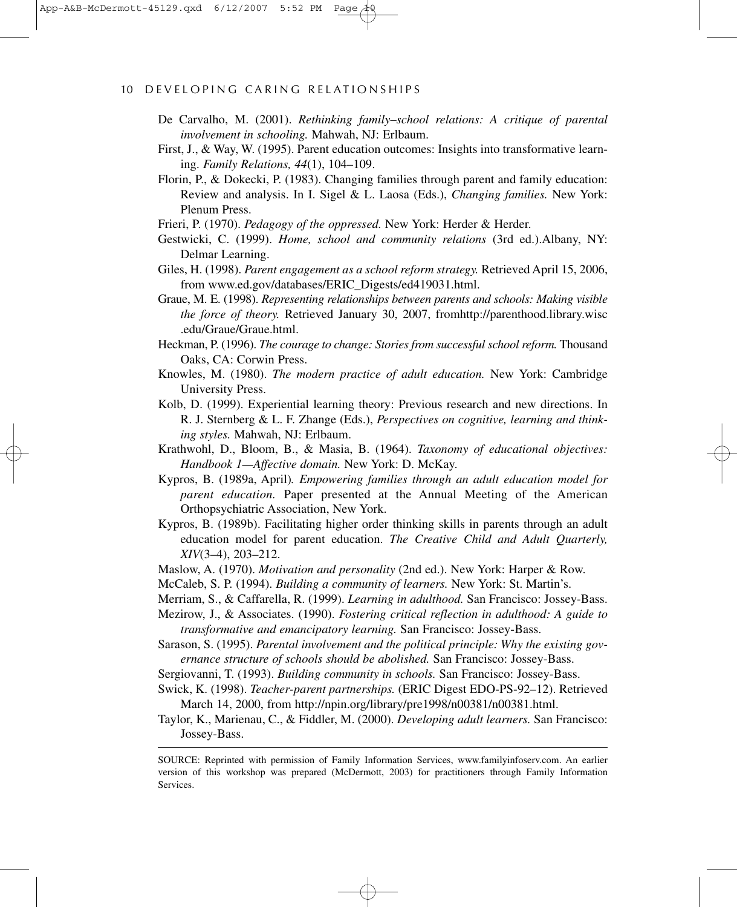De Carvalho, M. (2001). *Rethinking family–school relations: A critique of parental involvement in schooling.* Mahwah, NJ: Erlbaum.

First, J., & Way, W. (1995). Parent education outcomes: Insights into transformative learning. *Family Relations, 44*(1), 104–109.

Florin, P., & Dokecki, P. (1983). Changing families through parent and family education: Review and analysis. In I. Sigel & L. Laosa (Eds.), *Changing families.* New York: Plenum Press.

Frieri, P. (1970). *Pedagogy of the oppressed.* New York: Herder & Herder.

Gestwicki, C. (1999). *Home, school and community relations* (3rd ed.).Albany, NY: Delmar Learning.

Giles, H. (1998). *Parent engagement as a school reform strategy.* Retrieved April 15, 2006, from www.ed.gov/databases/ERIC_Digests/ed419031.html.

Graue, M. E. (1998). *Representing relationships between parents and schools: Making visible the force of theory.* Retrieved January 30, 2007, fromhttp://parenthood.library.wisc.edu/Graue/Graue.html.

Heckman, P. (1996). *The courage to change: Stories from successful school reform.* Thousand Oaks, CA: Corwin Press.

Knowles, M. (1980). *The modern practice of adult education.* New York: Cambridge University Press.

Kolb, D. (1999). Experiential learning theory: Previous research and new directions. In R. J. Sternberg & L. F. Zhange (Eds.), *Perspectives on cognitive, learning and thinking styles.* Mahwah, NJ: Erlbaum.

Krathwohl, D., Bloom, B., & Masia, B. (1964). *Taxonomy of educational objectives: Handbook 1—Affective domain.* New York: D. McKay.

Kypros, B. (1989a, April). *Empowering families through an adult education model for parent education.* Paper presented at the Annual Meeting of the American Orthopsychiatric Association, New York.

Kypros, B. (1989b). Facilitating higher order thinking skills in parents through an adult education model for parent education. *The Creative Child and Adult Quarterly, XIV*(3–4), 203–212.

Maslow, A. (1970). *Motivation and personality* (2nd ed.). New York: Harper & Row.

McCaleb, S. P. (1994). *Building a community of learners.* New York: St. Martin's.

Merriam, S., & Caffarella, R. (1999). *Learning in adulthood.* San Francisco: Jossey-Bass.

Mezirow, J., & Associates. (1990). *Fostering critical reflection in adulthood: A guide to transformative and emancipatory learning.* San Francisco: Jossey-Bass.

Sarason, S. (1995). *Parental involvement and the political principle: Why the existing governance structure of schools should be abolished.* San Francisco: Jossey-Bass.

Sergiovanni, T. (1993). *Building community in schools.* San Francisco: Jossey-Bass.

Swick, K. (1998). *Teacher-parent partnerships.* (ERIC Digest EDO-PS-92–12). Retrieved March 14, 2000, from http://npin.org/library/pre1998/n00381/n00381.html.

Taylor, K., Marienau, C., & Fiddler, M. (2000). *Developing adult learners.* San Francisco: Jossey-Bass.

---

SOURCE: Reprinted with permission of Family Information Services, www.familyinfoserv.com. An earlier version of this workshop was prepared (McDermott, 2003) for practitioners through Family Information Services.